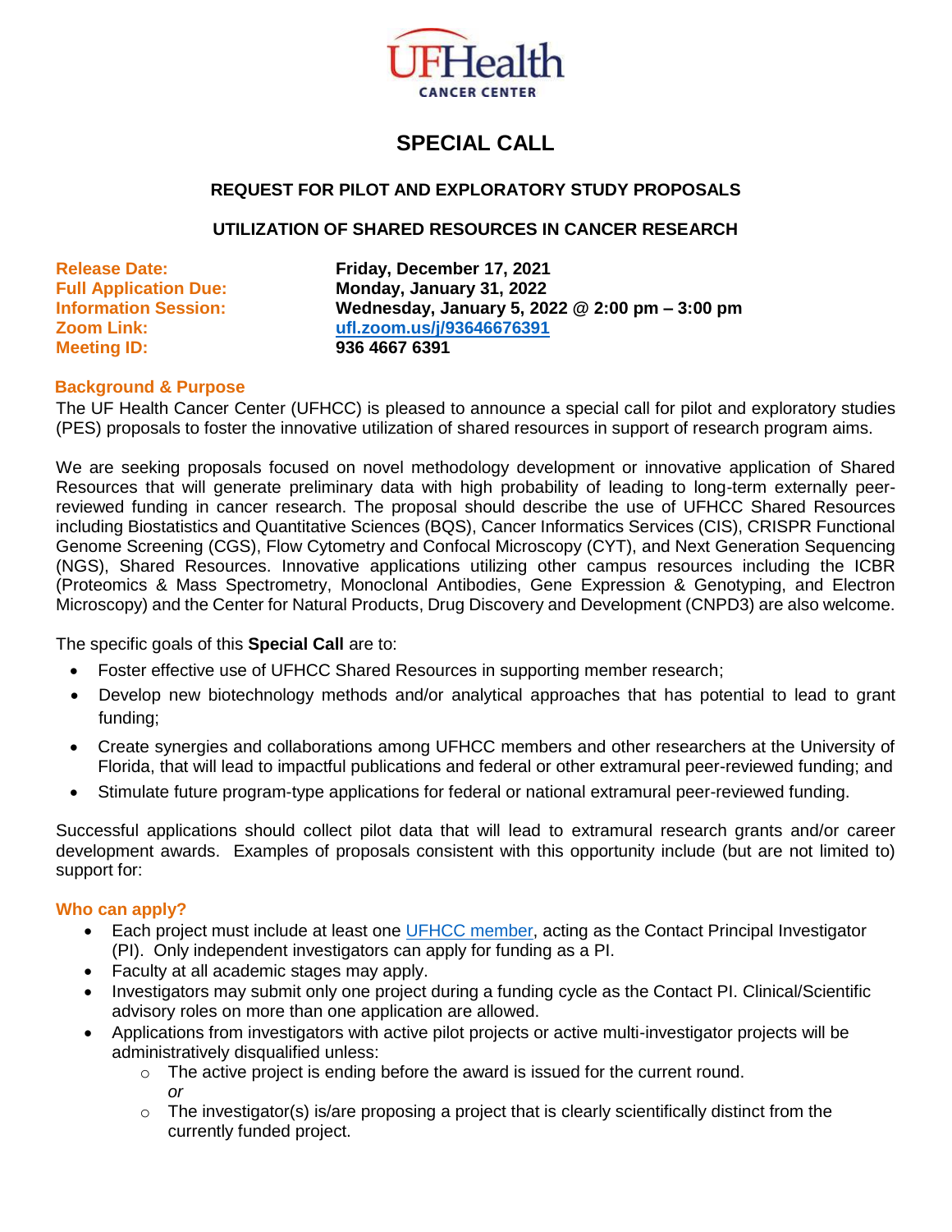# SPECIAL CALL

## REQUEST FOR PILOT AND EXPLORATORY STUDY PROPOSALS

## UTILIZATION OF SHARED RESOURCES IN CANCER RESEARCH

**Release Date:** **Friday, December 17, 2021**
**Full Application Due:** **Monday, January 31, 2022**
**Information Session:** **Wednesday, January 5, 2022 @ 2:00 pm – 3:00 pm**
**Zoom Link:** **[ufl.zoom.us/j/93646676391](https://ufl.zoom.us/j/93646676391)**
**Meeting ID:** **936 4667 6391**

### Background & Purpose

The UF Health Cancer Center (UFHCC) is pleased to announce a special call for pilot and exploratory studies (PES) proposals to foster the innovative utilization of shared resources in support of research program aims.

We are seeking proposals focused on novel methodology development or innovative application of Shared Resources that will generate preliminary data with high probability of leading to long-term externally peer-reviewed funding in cancer research. The proposal should describe the use of UFHCC Shared Resources including Biostatistics and Quantitative Sciences (BQS), Cancer Informatics Services (CIS), CRISPR Functional Genome Screening (CGS), Flow Cytometry and Confocal Microscopy (CYT), and Next Generation Sequencing (NGS), Shared Resources. Innovative applications utilizing other campus resources including the ICBR (Proteomics & Mass Spectrometry, Monoclonal Antibodies, Gene Expression & Genotyping, and Electron Microscopy) and the Center for Natural Products, Drug Discovery and Development (CNPD3) are also welcome.

The specific goals of this **Special Call** are to:

- Foster effective use of UFHCC Shared Resources in supporting member research;
- Develop new biotechnology methods and/or analytical approaches that has potential to lead to grant funding;
- Create synergies and collaborations among UFHCC members and other researchers at the University of Florida, that will lead to impactful publications and federal or other extramural peer-reviewed funding; and
- Stimulate future program-type applications for federal or national extramural peer-reviewed funding.

Successful applications should collect pilot data that will lead to extramural research grants and/or career development awards. Examples of proposals consistent with this opportunity include (but are not limited to) support for:

### Who can apply?

- Each project must include at least one UFHCC member, acting as the Contact Principal Investigator (PI). Only independent investigators can apply for funding as a PI.
- Faculty at all academic stages may apply.
- Investigators may submit only one project during a funding cycle as the Contact PI. Clinical/Scientific advisory roles on more than one application are allowed.
- Applications from investigators with active pilot projects or active multi-investigator projects will be administratively disqualified unless:
  - The active project is ending before the award is issued for the current round.
    *or*
  - The investigator(s) is/are proposing a project that is clearly scientifically distinct from the currently funded project.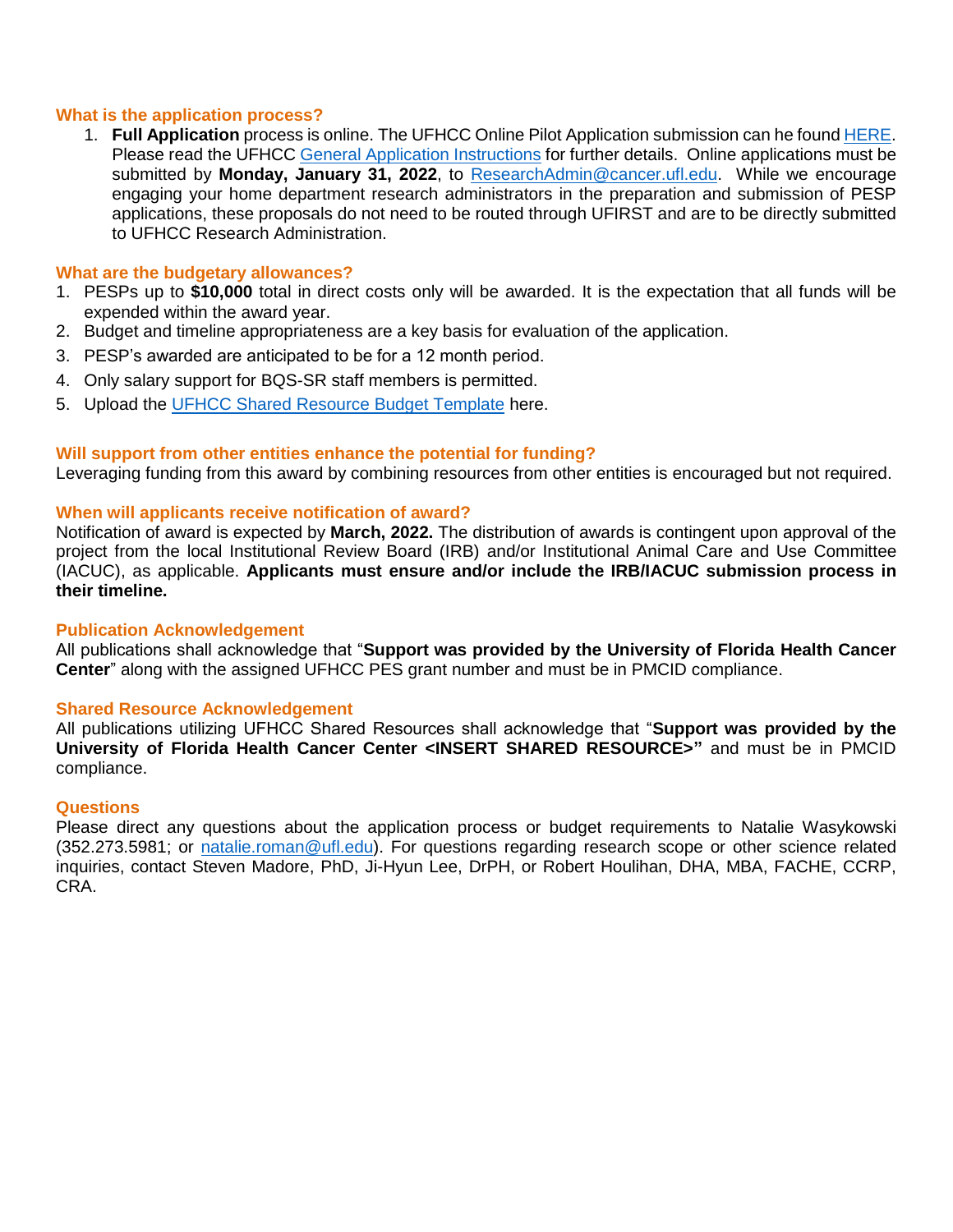### What is the application process?

1. **Full Application** process is online. The UFHCC Online Pilot Application submission can he found HERE. Please read the UFHCC General Application Instructions for further details. Online applications must be submitted by **Monday, January 31, 2022**, to ResearchAdmin@cancer.ufl.edu. While we encourage engaging your home department research administrators in the preparation and submission of PESP applications, these proposals do not need to be routed through UFIRST and are to be directly submitted to UFHCC Research Administration.

### What are the budgetary allowances?

1. PESPs up to **$10,000** total in direct costs only will be awarded. It is the expectation that all funds will be expended within the award year.
2. Budget and timeline appropriateness are a key basis for evaluation of the application.
3. PESP's awarded are anticipated to be for a 12 month period.
4. Only salary support for BQS-SR staff members is permitted.
5. Upload the UFHCC Shared Resource Budget Template here.

### Will support from other entities enhance the potential for funding?

Leveraging funding from this award by combining resources from other entities is encouraged but not required.

### When will applicants receive notification of award?

Notification of award is expected by **March, 2022.** The distribution of awards is contingent upon approval of the project from the local Institutional Review Board (IRB) and/or Institutional Animal Care and Use Committee (IACUC), as applicable. **Applicants must ensure and/or include the IRB/IACUC submission process in their timeline.**

### Publication Acknowledgement

All publications shall acknowledge that "**Support was provided by the University of Florida Health Cancer Center**" along with the assigned UFHCC PES grant number and must be in PMCID compliance.

### Shared Resource Acknowledgement

All publications utilizing UFHCC Shared Resources shall acknowledge that "**Support was provided by the University of Florida Health Cancer Center <INSERT SHARED RESOURCE>"** and must be in PMCID compliance.

### Questions

Please direct any questions about the application process or budget requirements to Natalie Wasykowski (352.273.5981; or natalie.roman@ufl.edu). For questions regarding research scope or other science related inquiries, contact Steven Madore, PhD, Ji-Hyun Lee, DrPH, or Robert Houlihan, DHA, MBA, FACHE, CCRP, CRA.